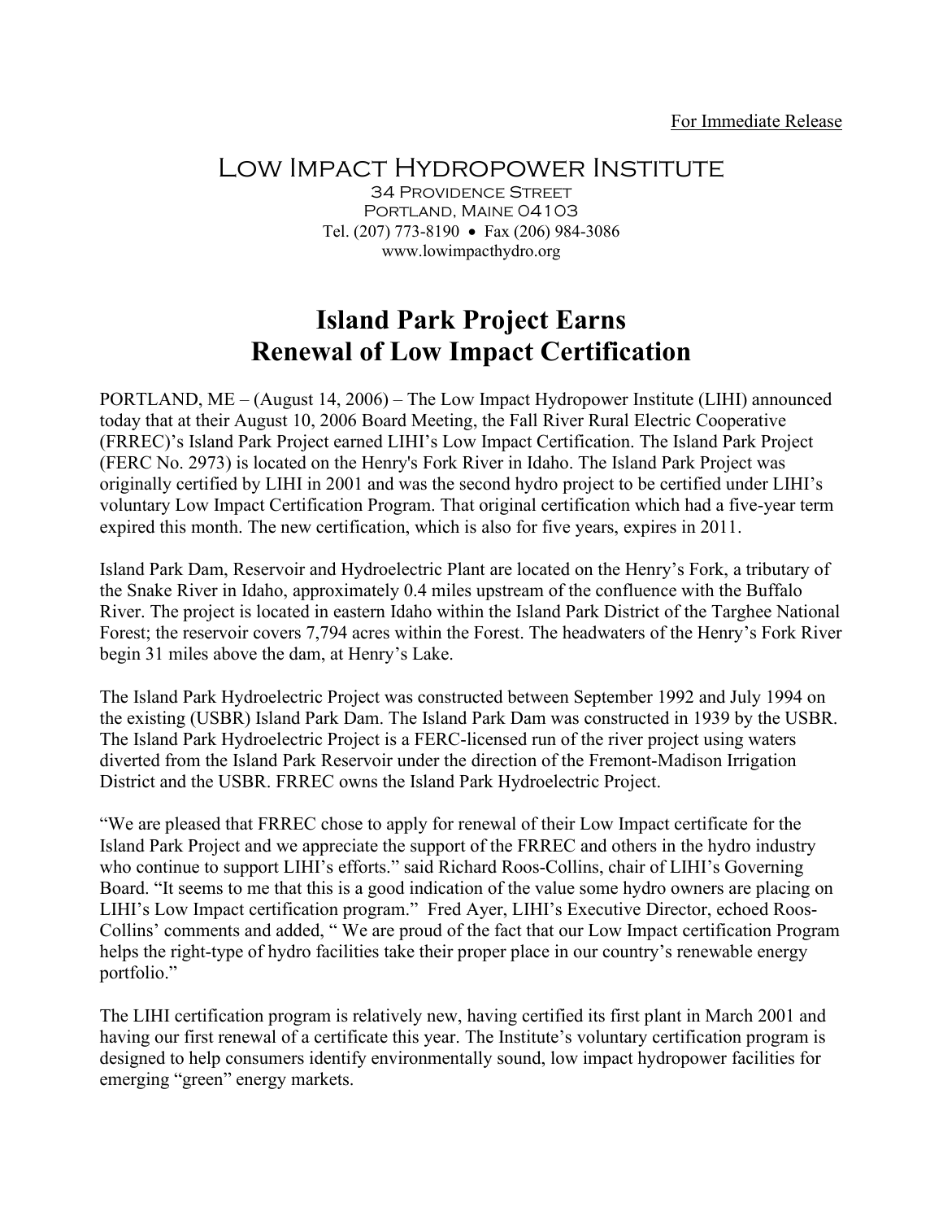For Immediate Release

# Low Impact Hydropower Institute

34 Providence Street
Portland, Maine 04103
Tel. (207) 773-8190 • Fax (206) 984-3086
www.lowimpacthydro.org

## Island Park Project Earns Renewal of Low Impact Certification

PORTLAND, ME – (August 14, 2006) – The Low Impact Hydropower Institute (LIHI) announced today that at their August 10, 2006 Board Meeting, the Fall River Rural Electric Cooperative (FRREC)'s Island Park Project earned LIHI's Low Impact Certification. The Island Park Project (FERC No. 2973) is located on the Henry's Fork River in Idaho. The Island Park Project was originally certified by LIHI in 2001 and was the second hydro project to be certified under LIHI's voluntary Low Impact Certification Program. That original certification which had a five-year term expired this month. The new certification, which is also for five years, expires in 2011.

Island Park Dam, Reservoir and Hydroelectric Plant are located on the Henry's Fork, a tributary of the Snake River in Idaho, approximately 0.4 miles upstream of the confluence with the Buffalo River. The project is located in eastern Idaho within the Island Park District of the Targhee National Forest; the reservoir covers 7,794 acres within the Forest. The headwaters of the Henry's Fork River begin 31 miles above the dam, at Henry's Lake.

The Island Park Hydroelectric Project was constructed between September 1992 and July 1994 on the existing (USBR) Island Park Dam. The Island Park Dam was constructed in 1939 by the USBR. The Island Park Hydroelectric Project is a FERC-licensed run of the river project using waters diverted from the Island Park Reservoir under the direction of the Fremont-Madison Irrigation District and the USBR. FRREC owns the Island Park Hydroelectric Project.

"We are pleased that FRREC chose to apply for renewal of their Low Impact certificate for the Island Park Project and we appreciate the support of the FRREC and others in the hydro industry who continue to support LIHI's efforts." said Richard Roos-Collins, chair of LIHI's Governing Board. "It seems to me that this is a good indication of the value some hydro owners are placing on LIHI's Low Impact certification program." Fred Ayer, LIHI's Executive Director, echoed Roos-Collins' comments and added, " We are proud of the fact that our Low Impact certification Program helps the right-type of hydro facilities take their proper place in our country's renewable energy portfolio."

The LIHI certification program is relatively new, having certified its first plant in March 2001 and having our first renewal of a certificate this year. The Institute's voluntary certification program is designed to help consumers identify environmentally sound, low impact hydropower facilities for emerging "green" energy markets.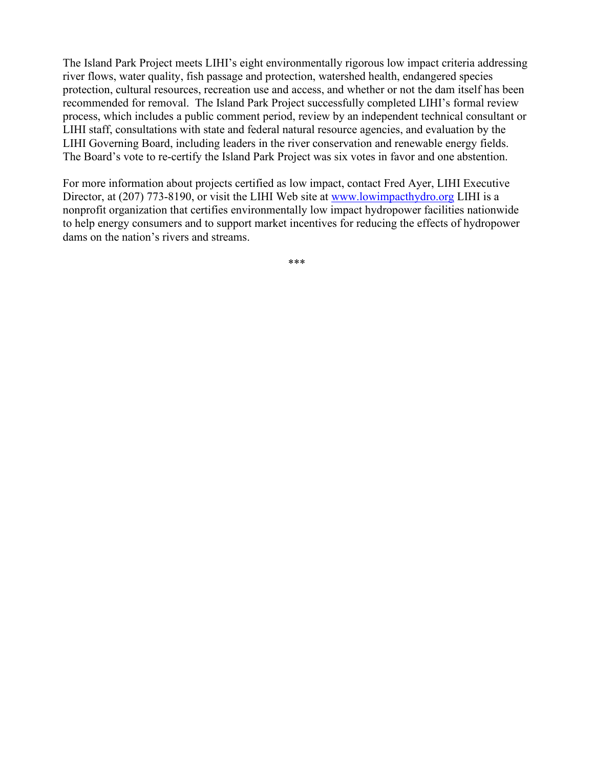The Island Park Project meets LIHI's eight environmentally rigorous low impact criteria addressing river flows, water quality, fish passage and protection, watershed health, endangered species protection, cultural resources, recreation use and access, and whether or not the dam itself has been recommended for removal. The Island Park Project successfully completed LIHI's formal review process, which includes a public comment period, review by an independent technical consultant or LIHI staff, consultations with state and federal natural resource agencies, and evaluation by the LIHI Governing Board, including leaders in the river conservation and renewable energy fields. The Board's vote to re-certify the Island Park Project was six votes in favor and one abstention.

For more information about projects certified as low impact, contact Fred Ayer, LIHI Executive Director, at (207) 773-8190, or visit the LIHI Web site at www.lowimpacthydro.org LIHI is a nonprofit organization that certifies environmentally low impact hydropower facilities nationwide to help energy consumers and to support market incentives for reducing the effects of hydropower dams on the nation's rivers and streams.

***